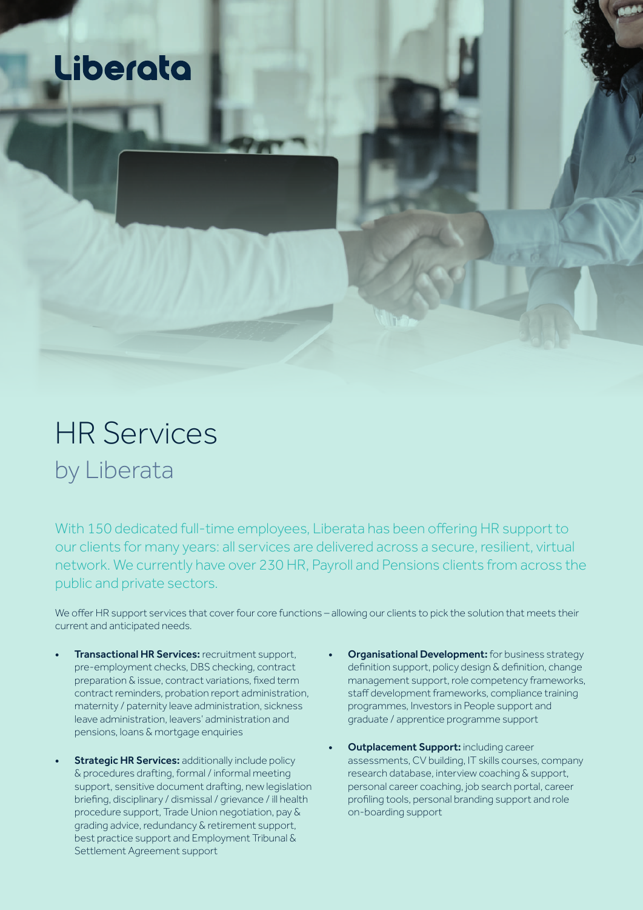Liberata

# HR Services

## by Liberata

With 150 dedicated full-time employees, Liberata has been offering HR support to our clients for many years: all services are delivered across a secure, resilient, virtual network. We currently have over 230 HR, Payroll and Pensions clients from across the public and private sectors.

We offer HR support services that cover four core functions – allowing our clients to pick the solution that meets their current and anticipated needs.

- **Transactional HR Services:** recruitment support, pre-employment checks, DBS checking, contract preparation & issue, contract variations, fixed term contract reminders, probation report administration, maternity / paternity leave administration, sickness leave administration, leavers' administration and pensions, loans & mortgage enquiries
- **Strategic HR Services:** additionally include policy & procedures drafting, formal / informal meeting support, sensitive document drafting, new legislation briefing, disciplinary / dismissal / grievance / ill health procedure support, Trade Union negotiation, pay & grading advice, redundancy & retirement support, best practice support and Employment Tribunal & Settlement Agreement support
- **Organisational Development:** for business strategy definition support, policy design & definition, change management support, role competency frameworks, staff development frameworks, compliance training programmes, Investors in People support and graduate / apprentice programme support
- **Outplacement Support:** including career assessments, CV building, IT skills courses, company research database, interview coaching & support, personal career coaching, job search portal, career profiling tools, personal branding support and role on-boarding support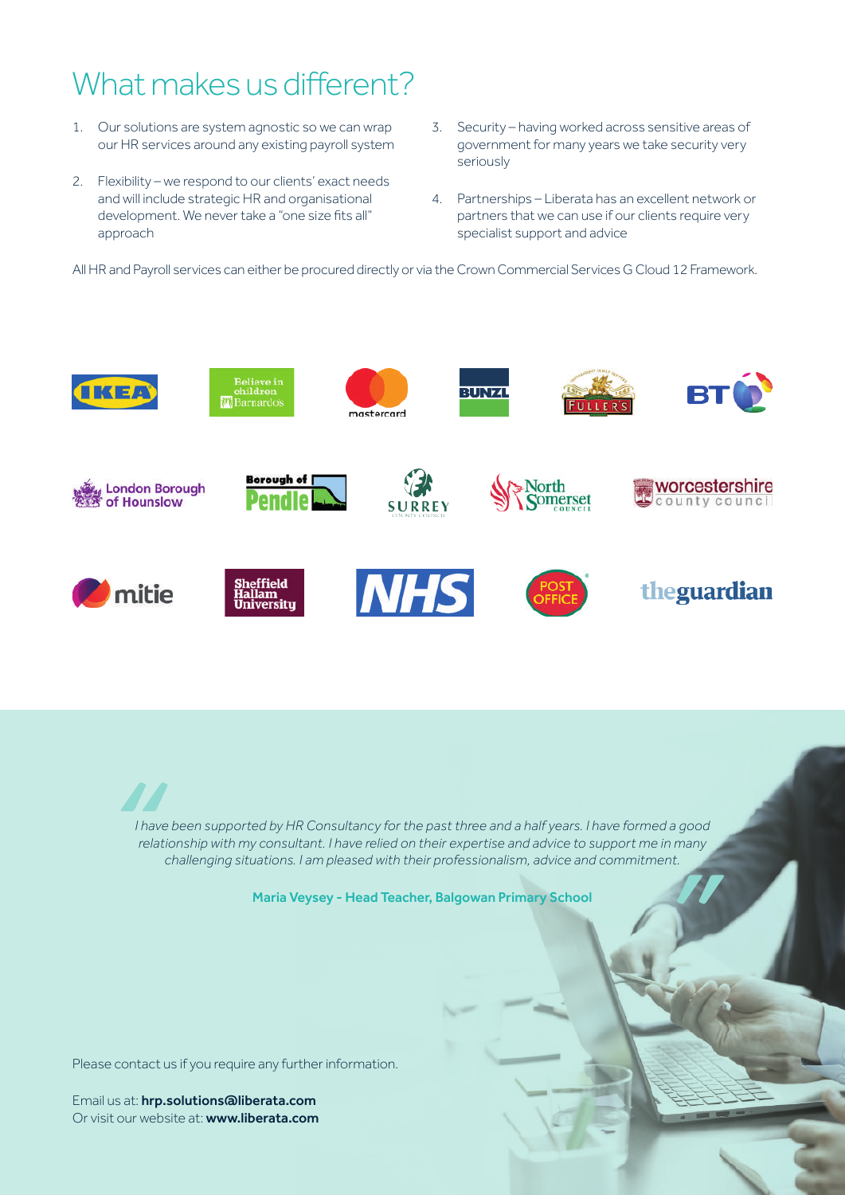# What makes us different?

1. Our solutions are system agnostic so we can wrap our HR services around any existing payroll system
2. Flexibility – we respond to our clients' exact needs and will include strategic HR and organisational development. We never take a "one size fits all" approach
3. Security – having worked across sensitive areas of government for many years we take security very seriously
4. Partnerships – Liberata has an excellent network or partners that we can use if our clients require very specialist support and advice

All HR and Payroll services can either be procured directly or via the Crown Commercial Services G Cloud 12 Framework.

*I have been supported by HR Consultancy for the past three and a half years. I have formed a good relationship with my consultant. I have relied on their expertise and advice to support me in many challenging situations. I am pleased with their professionalism, advice and commitment.*

**Maria Veysey - Head Teacher, Balgowan Primary School**

Please contact us if you require any further information.

Email us at: **hrp.solutions@liberata.com**
Or visit our website at: **www.liberata.com**